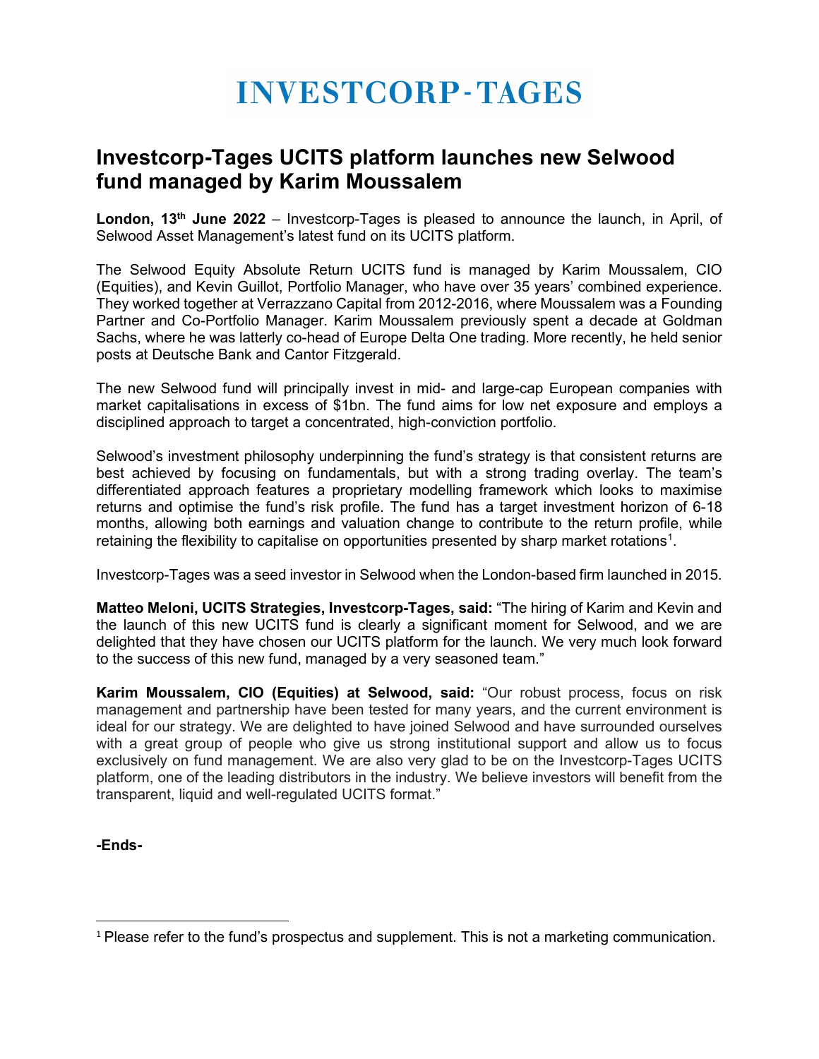# INVESTCORP-TAGES

## Investcorp-Tages UCITS platform launches new Selwood fund managed by Karim Moussalem

**London, 13th June 2022** – Investcorp-Tages is pleased to announce the launch, in April, of Selwood Asset Management's latest fund on its UCITS platform.

The Selwood Equity Absolute Return UCITS fund is managed by Karim Moussalem, CIO (Equities), and Kevin Guillot, Portfolio Manager, who have over 35 years' combined experience. They worked together at Verrazzano Capital from 2012-2016, where Moussalem was a Founding Partner and Co-Portfolio Manager. Karim Moussalem previously spent a decade at Goldman Sachs, where he was latterly co-head of Europe Delta One trading. More recently, he held senior posts at Deutsche Bank and Cantor Fitzgerald.

The new Selwood fund will principally invest in mid- and large-cap European companies with market capitalisations in excess of $1bn. The fund aims for low net exposure and employs a disciplined approach to target a concentrated, high-conviction portfolio.

Selwood's investment philosophy underpinning the fund's strategy is that consistent returns are best achieved by focusing on fundamentals, but with a strong trading overlay. The team's differentiated approach features a proprietary modelling framework which looks to maximise returns and optimise the fund's risk profile. The fund has a target investment horizon of 6-18 months, allowing both earnings and valuation change to contribute to the return profile, while retaining the flexibility to capitalise on opportunities presented by sharp market rotations[1].

Investcorp-Tages was a seed investor in Selwood when the London-based firm launched in 2015.

**Matteo Meloni, UCITS Strategies, Investcorp-Tages, said:** "The hiring of Karim and Kevin and the launch of this new UCITS fund is clearly a significant moment for Selwood, and we are delighted that they have chosen our UCITS platform for the launch. We very much look forward to the success of this new fund, managed by a very seasoned team."

**Karim Moussalem, CIO (Equities) at Selwood, said:** "Our robust process, focus on risk management and partnership have been tested for many years, and the current environment is ideal for our strategy. We are delighted to have joined Selwood and have surrounded ourselves with a great group of people who give us strong institutional support and allow us to focus exclusively on fund management. We are also very glad to be on the Investcorp-Tages UCITS platform, one of the leading distributors in the industry. We believe investors will benefit from the transparent, liquid and well-regulated UCITS format."

**-Ends-**

---

[1] Please refer to the fund's prospectus and supplement. This is not a marketing communication.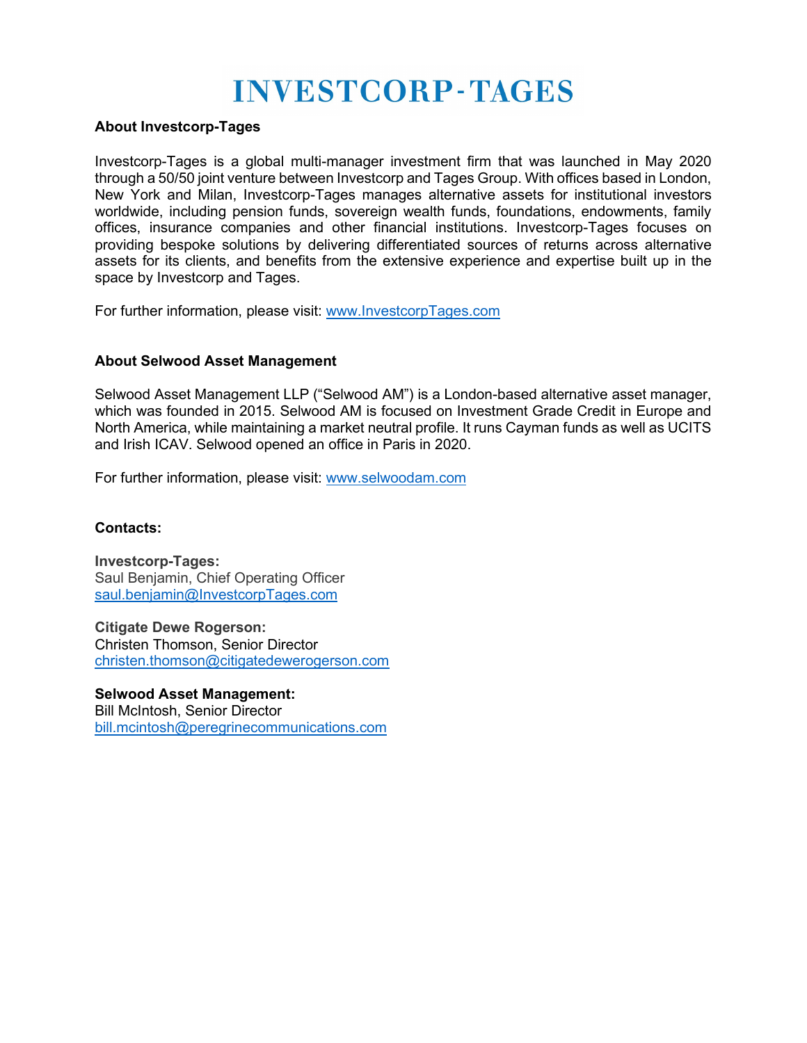# INVESTCORP-TAGES

**About Investcorp-Tages**

Investcorp-Tages is a global multi-manager investment firm that was launched in May 2020 through a 50/50 joint venture between Investcorp and Tages Group. With offices based in London, New York and Milan, Investcorp-Tages manages alternative assets for institutional investors worldwide, including pension funds, sovereign wealth funds, foundations, endowments, family offices, insurance companies and other financial institutions. Investcorp-Tages focuses on providing bespoke solutions by delivering differentiated sources of returns across alternative assets for its clients, and benefits from the extensive experience and expertise built up in the space by Investcorp and Tages.

For further information, please visit: [www.InvestcorpTages.com](http://www.InvestcorpTages.com)

**About Selwood Asset Management**

Selwood Asset Management LLP ("Selwood AM") is a London-based alternative asset manager, which was founded in 2015. Selwood AM is focused on Investment Grade Credit in Europe and North America, while maintaining a market neutral profile. It runs Cayman funds as well as UCITS and Irish ICAV. Selwood opened an office in Paris in 2020.

For further information, please visit: [www.selwoodam.com](http://www.selwoodam.com)

**Contacts:**

**Investcorp-Tages:**
Saul Benjamin, Chief Operating Officer
saul.benjamin@InvestcorpTages.com

**Citigate Dewe Rogerson:**
Christen Thomson, Senior Director
christen.thomson@citigatedewerogerson.com

**Selwood Asset Management:**
Bill McIntosh, Senior Director
bill.mcintosh@peregrinecommunications.com